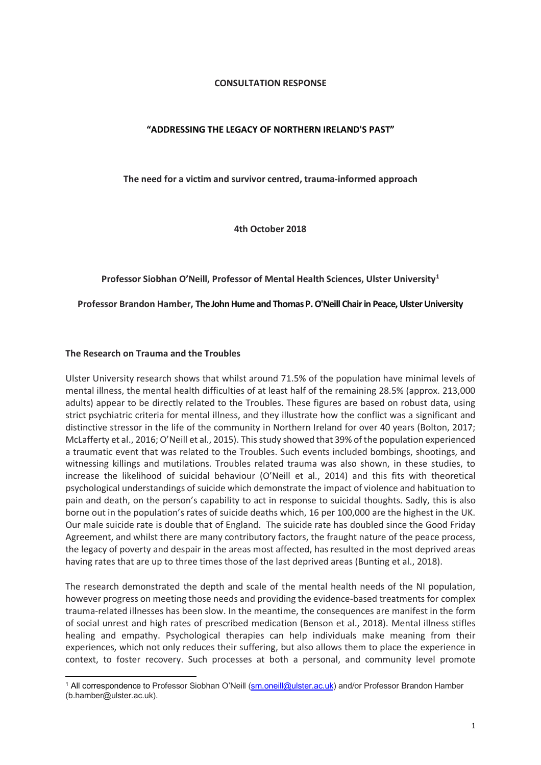**CONSULTATION RESPONSE**

**"ADDRESSING THE LEGACY OF NORTHERN IRELAND'S PAST"**

**The need for a victim and survivor centred, trauma-informed approach**

**4th October 2018**

**Professor Siobhan O'Neill, Professor of Mental Health Sciences, Ulster University[1]**

**Professor Brandon Hamber, The John Hume and Thomas P. O'Neill Chair in Peace, Ulster University**

## The Research on Trauma and the Troubles

Ulster University research shows that whilst around 71.5% of the population have minimal levels of mental illness, the mental health difficulties of at least half of the remaining 28.5% (approx. 213,000 adults) appear to be directly related to the Troubles. These figures are based on robust data, using strict psychiatric criteria for mental illness, and they illustrate how the conflict was a significant and distinctive stressor in the life of the community in Northern Ireland for over 40 years (Bolton, 2017; McLafferty et al., 2016; O'Neill et al., 2015). This study showed that 39% of the population experienced a traumatic event that was related to the Troubles. Such events included bombings, shootings, and witnessing killings and mutilations. Troubles related trauma was also shown, in these studies, to increase the likelihood of suicidal behaviour (O'Neill et al., 2014) and this fits with theoretical psychological understandings of suicide which demonstrate the impact of violence and habituation to pain and death, on the person's capability to act in response to suicidal thoughts. Sadly, this is also borne out in the population's rates of suicide deaths which, 16 per 100,000 are the highest in the UK. Our male suicide rate is double that of England. The suicide rate has doubled since the Good Friday Agreement, and whilst there are many contributory factors, the fraught nature of the peace process, the legacy of poverty and despair in the areas most affected, has resulted in the most deprived areas having rates that are up to three times those of the last deprived areas (Bunting et al., 2018).

The research demonstrated the depth and scale of the mental health needs of the NI population, however progress on meeting those needs and providing the evidence-based treatments for complex trauma-related illnesses has been slow. In the meantime, the consequences are manifest in the form of social unrest and high rates of prescribed medication (Benson et al., 2018). Mental illness stifles healing and empathy. Psychological therapies can help individuals make meaning from their experiences, which not only reduces their suffering, but also allows them to place the experience in context, to foster recovery. Such processes at both a personal, and community level promote

---

[1] All correspondence to Professor Siobhan O'Neill (sm.oneill@ulster.ac.uk) and/or Professor Brandon Hamber (b.hamber@ulster.ac.uk).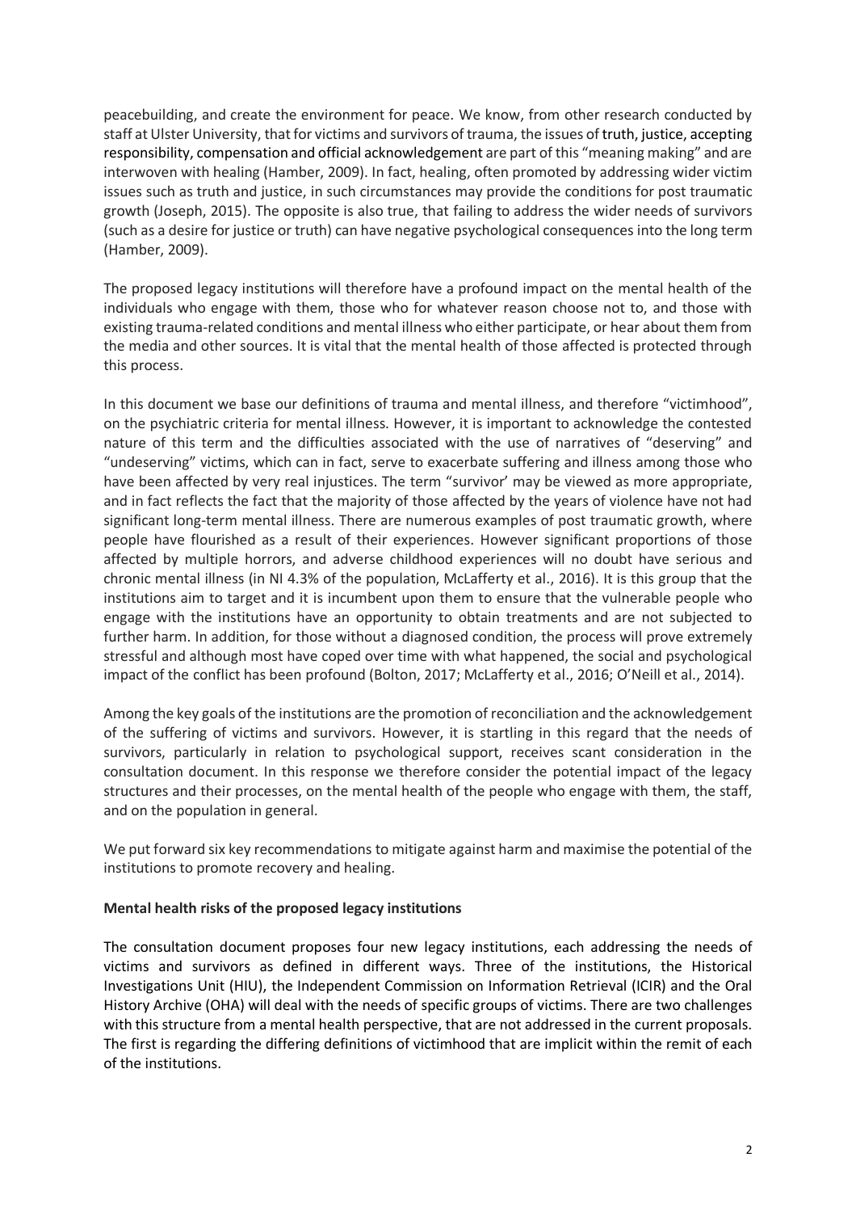peacebuilding, and create the environment for peace. We know, from other research conducted by staff at Ulster University, that for victims and survivors of trauma, the issues of truth, justice, accepting responsibility, compensation and official acknowledgement are part of this "meaning making" and are interwoven with healing (Hamber, 2009). In fact, healing, often promoted by addressing wider victim issues such as truth and justice, in such circumstances may provide the conditions for post traumatic growth (Joseph, 2015). The opposite is also true, that failing to address the wider needs of survivors (such as a desire for justice or truth) can have negative psychological consequences into the long term (Hamber, 2009).

The proposed legacy institutions will therefore have a profound impact on the mental health of the individuals who engage with them, those who for whatever reason choose not to, and those with existing trauma-related conditions and mental illness who either participate, or hear about them from the media and other sources. It is vital that the mental health of those affected is protected through this process.

In this document we base our definitions of trauma and mental illness, and therefore "victimhood", on the psychiatric criteria for mental illness. However, it is important to acknowledge the contested nature of this term and the difficulties associated with the use of narratives of "deserving" and "undeserving" victims, which can in fact, serve to exacerbate suffering and illness among those who have been affected by very real injustices. The term "survivor' may be viewed as more appropriate, and in fact reflects the fact that the majority of those affected by the years of violence have not had significant long-term mental illness. There are numerous examples of post traumatic growth, where people have flourished as a result of their experiences. However significant proportions of those affected by multiple horrors, and adverse childhood experiences will no doubt have serious and chronic mental illness (in NI 4.3% of the population, McLafferty et al., 2016). It is this group that the institutions aim to target and it is incumbent upon them to ensure that the vulnerable people who engage with the institutions have an opportunity to obtain treatments and are not subjected to further harm. In addition, for those without a diagnosed condition, the process will prove extremely stressful and although most have coped over time with what happened, the social and psychological impact of the conflict has been profound (Bolton, 2017; McLafferty et al., 2016; O'Neill et al., 2014).

Among the key goals of the institutions are the promotion of reconciliation and the acknowledgement of the suffering of victims and survivors. However, it is startling in this regard that the needs of survivors, particularly in relation to psychological support, receives scant consideration in the consultation document. In this response we therefore consider the potential impact of the legacy structures and their processes, on the mental health of the people who engage with them, the staff, and on the population in general.

We put forward six key recommendations to mitigate against harm and maximise the potential of the institutions to promote recovery and healing.

**Mental health risks of the proposed legacy institutions**

The consultation document proposes four new legacy institutions, each addressing the needs of victims and survivors as defined in different ways. Three of the institutions, the Historical Investigations Unit (HIU), the Independent Commission on Information Retrieval (ICIR) and the Oral History Archive (OHA) will deal with the needs of specific groups of victims. There are two challenges with this structure from a mental health perspective, that are not addressed in the current proposals. The first is regarding the differing definitions of victimhood that are implicit within the remit of each of the institutions.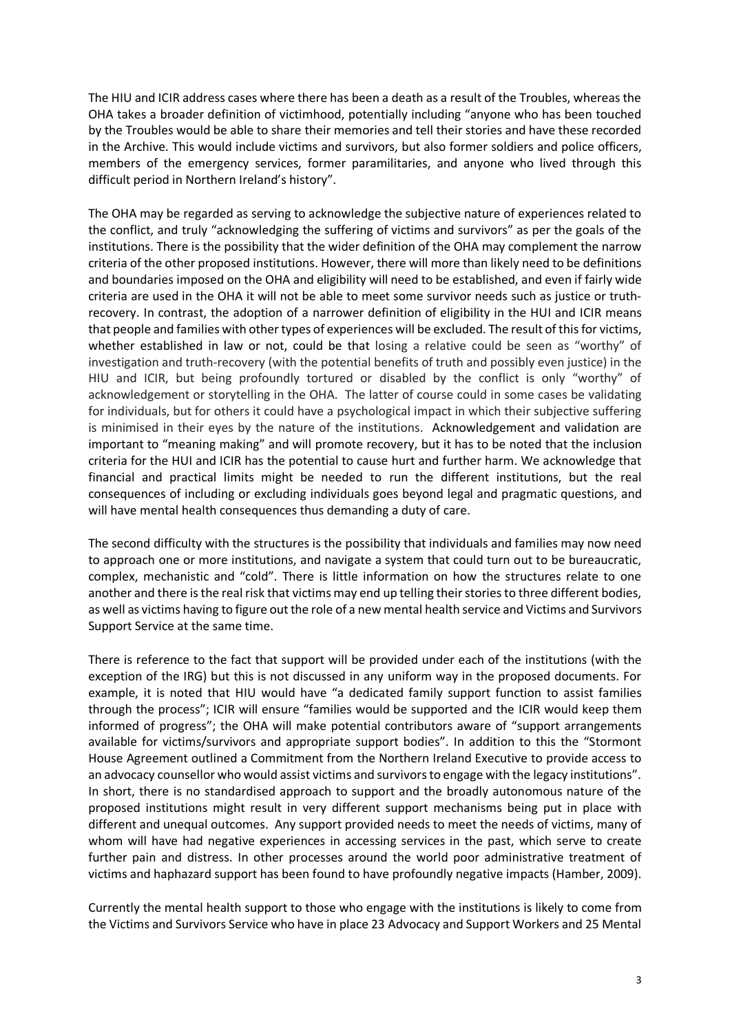The HIU and ICIR address cases where there has been a death as a result of the Troubles, whereas the OHA takes a broader definition of victimhood, potentially including "anyone who has been touched by the Troubles would be able to share their memories and tell their stories and have these recorded in the Archive. This would include victims and survivors, but also former soldiers and police officers, members of the emergency services, former paramilitaries, and anyone who lived through this difficult period in Northern Ireland's history".

The OHA may be regarded as serving to acknowledge the subjective nature of experiences related to the conflict, and truly "acknowledging the suffering of victims and survivors" as per the goals of the institutions. There is the possibility that the wider definition of the OHA may complement the narrow criteria of the other proposed institutions. However, there will more than likely need to be definitions and boundaries imposed on the OHA and eligibility will need to be established, and even if fairly wide criteria are used in the OHA it will not be able to meet some survivor needs such as justice or truth-recovery. In contrast, the adoption of a narrower definition of eligibility in the HUI and ICIR means that people and families with other types of experiences will be excluded. The result of this for victims, whether established in law or not, could be that losing a relative could be seen as "worthy" of investigation and truth-recovery (with the potential benefits of truth and possibly even justice) in the HIU and ICIR, but being profoundly tortured or disabled by the conflict is only "worthy" of acknowledgement or storytelling in the OHA. The latter of course could in some cases be validating for individuals, but for others it could have a psychological impact in which their subjective suffering is minimised in their eyes by the nature of the institutions. Acknowledgement and validation are important to "meaning making" and will promote recovery, but it has to be noted that the inclusion criteria for the HUI and ICIR has the potential to cause hurt and further harm. We acknowledge that financial and practical limits might be needed to run the different institutions, but the real consequences of including or excluding individuals goes beyond legal and pragmatic questions, and will have mental health consequences thus demanding a duty of care.

The second difficulty with the structures is the possibility that individuals and families may now need to approach one or more institutions, and navigate a system that could turn out to be bureaucratic, complex, mechanistic and "cold". There is little information on how the structures relate to one another and there is the real risk that victims may end up telling their stories to three different bodies, as well as victims having to figure out the role of a new mental health service and Victims and Survivors Support Service at the same time.

There is reference to the fact that support will be provided under each of the institutions (with the exception of the IRG) but this is not discussed in any uniform way in the proposed documents. For example, it is noted that HIU would have "a dedicated family support function to assist families through the process"; ICIR will ensure "families would be supported and the ICIR would keep them informed of progress"; the OHA will make potential contributors aware of "support arrangements available for victims/survivors and appropriate support bodies". In addition to this the "Stormont House Agreement outlined a Commitment from the Northern Ireland Executive to provide access to an advocacy counsellor who would assist victims and survivors to engage with the legacy institutions". In short, there is no standardised approach to support and the broadly autonomous nature of the proposed institutions might result in very different support mechanisms being put in place with different and unequal outcomes. Any support provided needs to meet the needs of victims, many of whom will have had negative experiences in accessing services in the past, which serve to create further pain and distress. In other processes around the world poor administrative treatment of victims and haphazard support has been found to have profoundly negative impacts (Hamber, 2009).

Currently the mental health support to those who engage with the institutions is likely to come from the Victims and Survivors Service who have in place 23 Advocacy and Support Workers and 25 Mental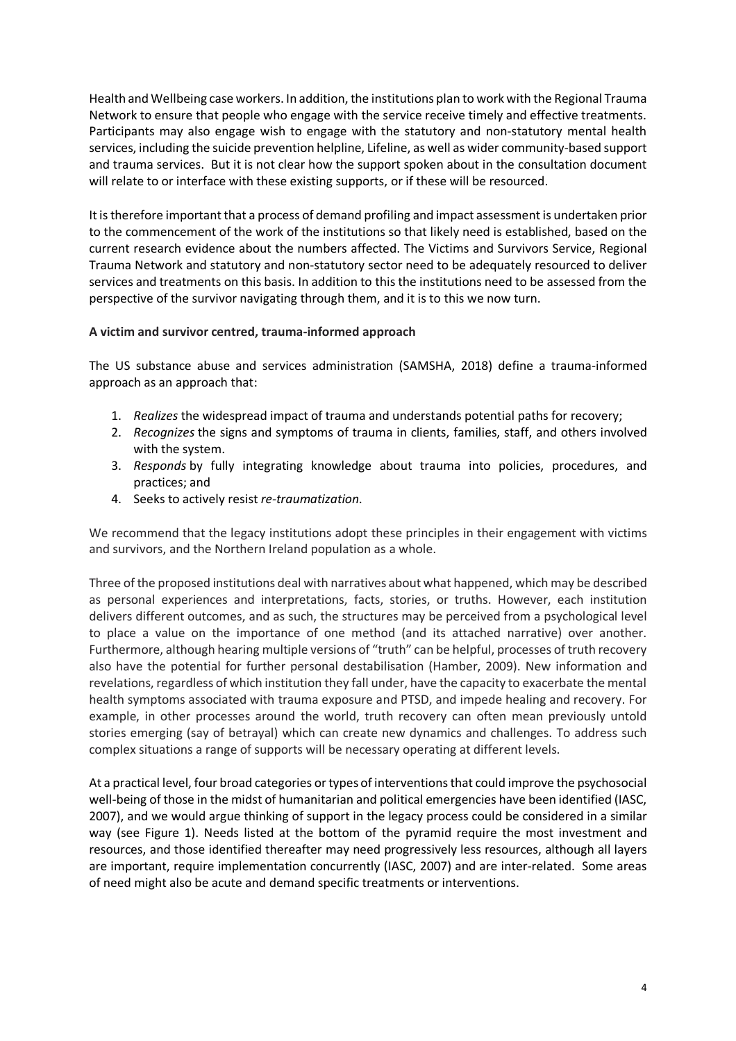Health and Wellbeing case workers. In addition, the institutions plan to work with the Regional Trauma Network to ensure that people who engage with the service receive timely and effective treatments. Participants may also engage wish to engage with the statutory and non-statutory mental health services, including the suicide prevention helpline, Lifeline, as well as wider community-based support and trauma services. But it is not clear how the support spoken about in the consultation document will relate to or interface with these existing supports, or if these will be resourced.

It is therefore important that a process of demand profiling and impact assessment is undertaken prior to the commencement of the work of the institutions so that likely need is established, based on the current research evidence about the numbers affected. The Victims and Survivors Service, Regional Trauma Network and statutory and non-statutory sector need to be adequately resourced to deliver services and treatments on this basis. In addition to this the institutions need to be assessed from the perspective of the survivor navigating through them, and it is to this we now turn.

**A victim and survivor centred, trauma-informed approach**

The US substance abuse and services administration (SAMSHA, 2018) define a trauma-informed approach as an approach that:

1. *Realizes* the widespread impact of trauma and understands potential paths for recovery;
2. *Recognizes* the signs and symptoms of trauma in clients, families, staff, and others involved with the system.
3. *Responds* by fully integrating knowledge about trauma into policies, procedures, and practices; and
4. Seeks to actively resist *re-traumatization*.

We recommend that the legacy institutions adopt these principles in their engagement with victims and survivors, and the Northern Ireland population as a whole.

Three of the proposed institutions deal with narratives about what happened, which may be described as personal experiences and interpretations, facts, stories, or truths. However, each institution delivers different outcomes, and as such, the structures may be perceived from a psychological level to place a value on the importance of one method (and its attached narrative) over another. Furthermore, although hearing multiple versions of "truth" can be helpful, processes of truth recovery also have the potential for further personal destabilisation (Hamber, 2009). New information and revelations, regardless of which institution they fall under, have the capacity to exacerbate the mental health symptoms associated with trauma exposure and PTSD, and impede healing and recovery. For example, in other processes around the world, truth recovery can often mean previously untold stories emerging (say of betrayal) which can create new dynamics and challenges. To address such complex situations a range of supports will be necessary operating at different levels.

At a practical level, four broad categories or types of interventions that could improve the psychosocial well-being of those in the midst of humanitarian and political emergencies have been identified (IASC, 2007), and we would argue thinking of support in the legacy process could be considered in a similar way (see Figure 1). Needs listed at the bottom of the pyramid require the most investment and resources, and those identified thereafter may need progressively less resources, although all layers are important, require implementation concurrently (IASC, 2007) and are inter-related. Some areas of need might also be acute and demand specific treatments or interventions.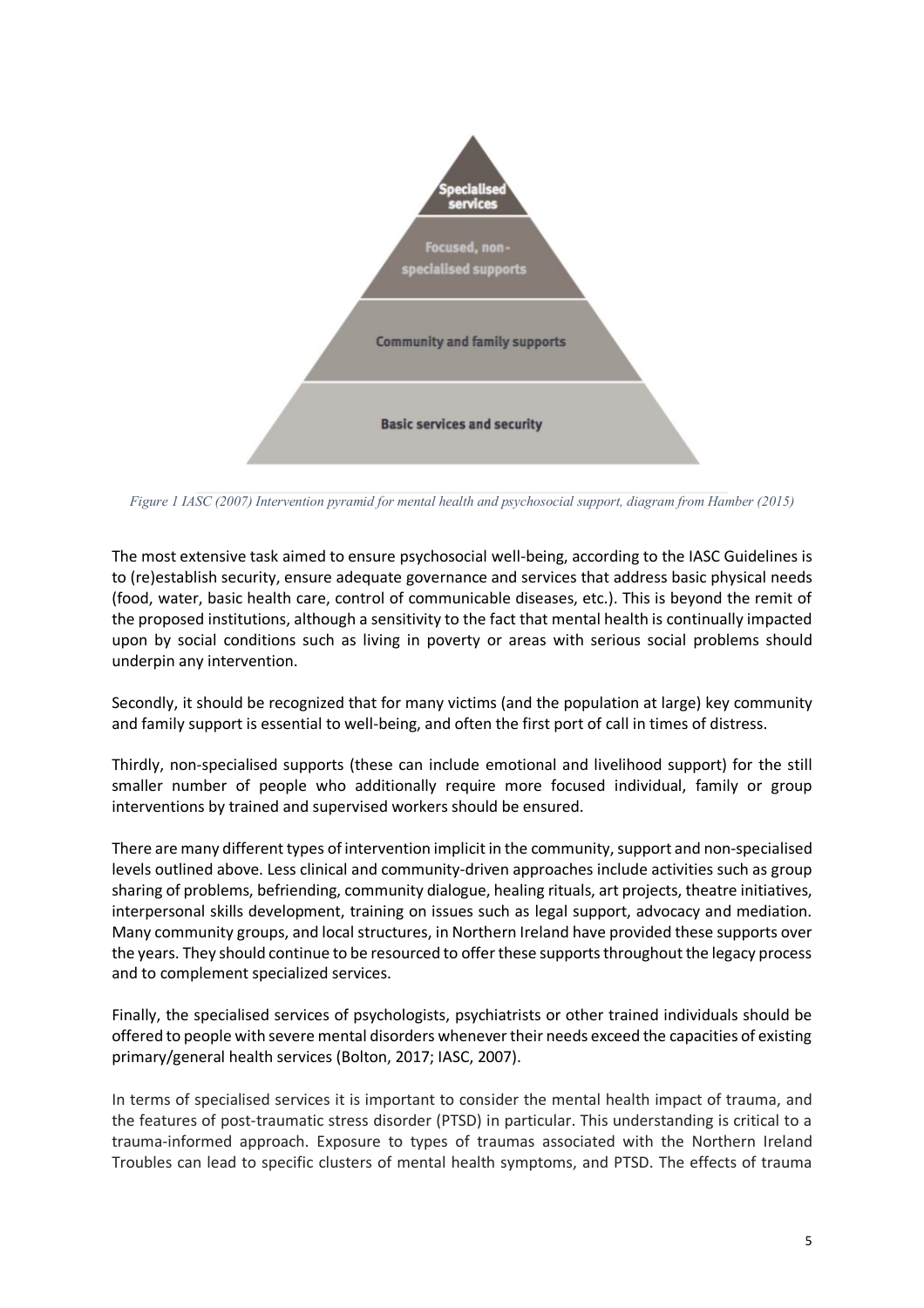Specialised services

Focused, non-specialised supports

Community and family supports

Basic services and security

*Figure 1 IASC (2007) Intervention pyramid for mental health and psychosocial support, diagram from Hamber (2015)*

The most extensive task aimed to ensure psychosocial well-being, according to the IASC Guidelines is to (re)establish security, ensure adequate governance and services that address basic physical needs (food, water, basic health care, control of communicable diseases, etc.). This is beyond the remit of the proposed institutions, although a sensitivity to the fact that mental health is continually impacted upon by social conditions such as living in poverty or areas with serious social problems should underpin any intervention.

Secondly, it should be recognized that for many victims (and the population at large) key community and family support is essential to well-being, and often the first port of call in times of distress.

Thirdly, non-specialised supports (these can include emotional and livelihood support) for the still smaller number of people who additionally require more focused individual, family or group interventions by trained and supervised workers should be ensured.

There are many different types of intervention implicit in the community, support and non-specialised levels outlined above. Less clinical and community-driven approaches include activities such as group sharing of problems, befriending, community dialogue, healing rituals, art projects, theatre initiatives, interpersonal skills development, training on issues such as legal support, advocacy and mediation. Many community groups, and local structures, in Northern Ireland have provided these supports over the years. They should continue to be resourced to offer these supports throughout the legacy process and to complement specialized services.

Finally, the specialised services of psychologists, psychiatrists or other trained individuals should be offered to people with severe mental disorders whenever their needs exceed the capacities of existing primary/general health services (Bolton, 2017; IASC, 2007).

In terms of specialised services it is important to consider the mental health impact of trauma, and the features of post-traumatic stress disorder (PTSD) in particular. This understanding is critical to a trauma-informed approach. Exposure to types of traumas associated with the Northern Ireland Troubles can lead to specific clusters of mental health symptoms, and PTSD. The effects of trauma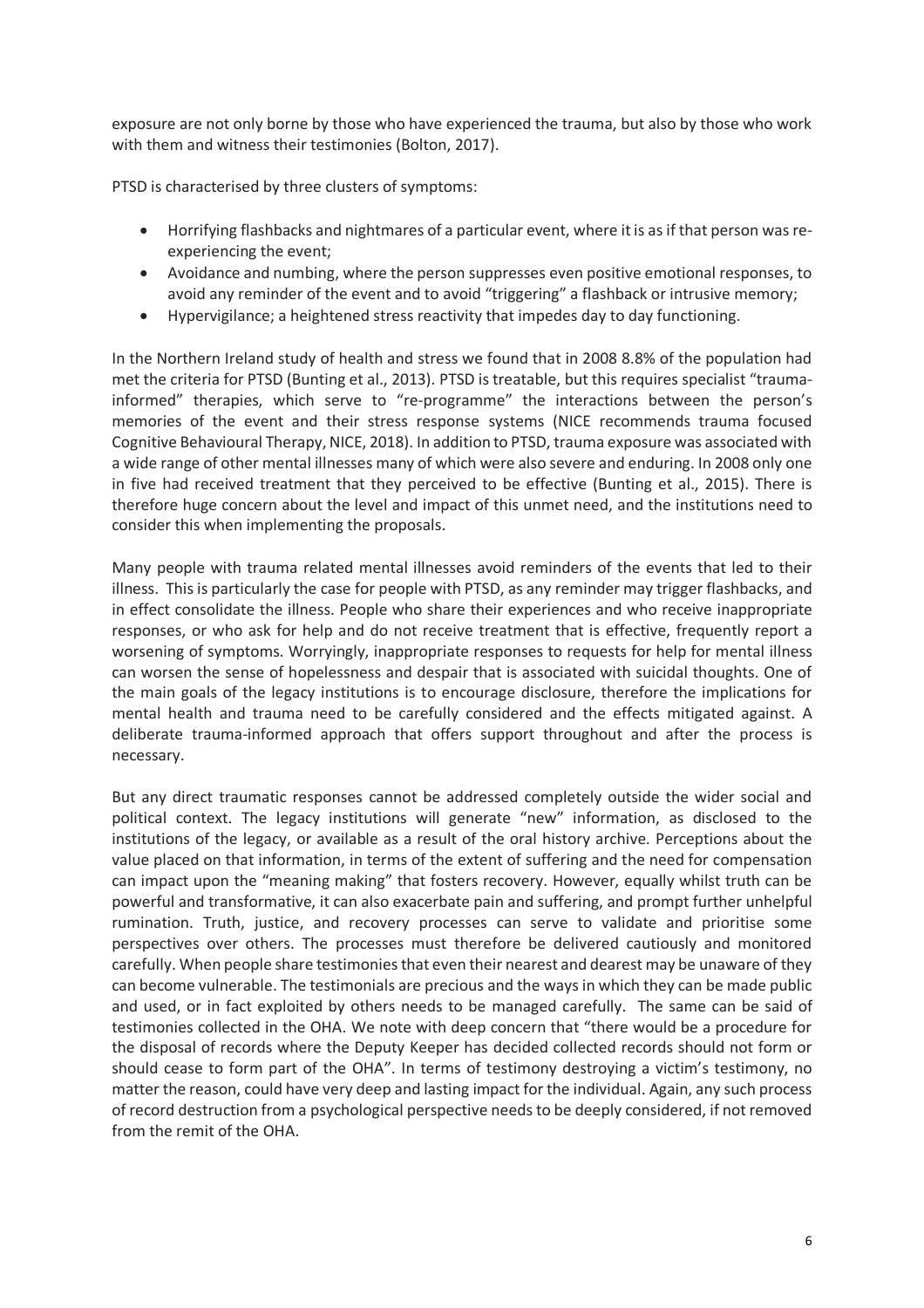exposure are not only borne by those who have experienced the trauma, but also by those who work with them and witness their testimonies (Bolton, 2017).

PTSD is characterised by three clusters of symptoms:

- Horrifying flashbacks and nightmares of a particular event, where it is as if that person was re-experiencing the event;
- Avoidance and numbing, where the person suppresses even positive emotional responses, to avoid any reminder of the event and to avoid "triggering" a flashback or intrusive memory;
- Hypervigilance; a heightened stress reactivity that impedes day to day functioning.

In the Northern Ireland study of health and stress we found that in 2008 8.8% of the population had met the criteria for PTSD (Bunting et al., 2013). PTSD is treatable, but this requires specialist "trauma-informed" therapies, which serve to "re-programme" the interactions between the person's memories of the event and their stress response systems (NICE recommends trauma focused Cognitive Behavioural Therapy, NICE, 2018). In addition to PTSD, trauma exposure was associated with a wide range of other mental illnesses many of which were also severe and enduring. In 2008 only one in five had received treatment that they perceived to be effective (Bunting et al., 2015). There is therefore huge concern about the level and impact of this unmet need, and the institutions need to consider this when implementing the proposals.

Many people with trauma related mental illnesses avoid reminders of the events that led to their illness. This is particularly the case for people with PTSD, as any reminder may trigger flashbacks, and in effect consolidate the illness. People who share their experiences and who receive inappropriate responses, or who ask for help and do not receive treatment that is effective, frequently report a worsening of symptoms. Worryingly, inappropriate responses to requests for help for mental illness can worsen the sense of hopelessness and despair that is associated with suicidal thoughts. One of the main goals of the legacy institutions is to encourage disclosure, therefore the implications for mental health and trauma need to be carefully considered and the effects mitigated against. A deliberate trauma-informed approach that offers support throughout and after the process is necessary.

But any direct traumatic responses cannot be addressed completely outside the wider social and political context. The legacy institutions will generate "new" information, as disclosed to the institutions of the legacy, or available as a result of the oral history archive. Perceptions about the value placed on that information, in terms of the extent of suffering and the need for compensation can impact upon the "meaning making" that fosters recovery. However, equally whilst truth can be powerful and transformative, it can also exacerbate pain and suffering, and prompt further unhelpful rumination. Truth, justice, and recovery processes can serve to validate and prioritise some perspectives over others. The processes must therefore be delivered cautiously and monitored carefully. When people share testimonies that even their nearest and dearest may be unaware of they can become vulnerable. The testimonials are precious and the ways in which they can be made public and used, or in fact exploited by others needs to be managed carefully. The same can be said of testimonies collected in the OHA. We note with deep concern that "there would be a procedure for the disposal of records where the Deputy Keeper has decided collected records should not form or should cease to form part of the OHA". In terms of testimony destroying a victim's testimony, no matter the reason, could have very deep and lasting impact for the individual. Again, any such process of record destruction from a psychological perspective needs to be deeply considered, if not removed from the remit of the OHA.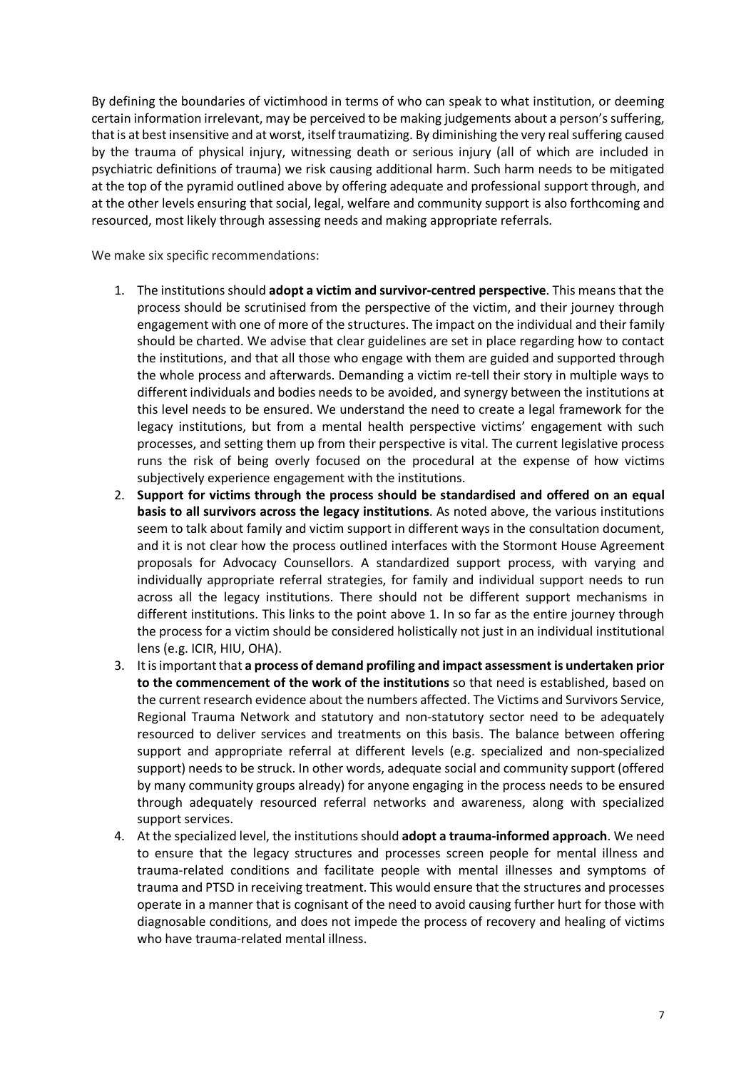By defining the boundaries of victimhood in terms of who can speak to what institution, or deeming certain information irrelevant, may be perceived to be making judgements about a person's suffering, that is at best insensitive and at worst, itself traumatizing. By diminishing the very real suffering caused by the trauma of physical injury, witnessing death or serious injury (all of which are included in psychiatric definitions of trauma) we risk causing additional harm. Such harm needs to be mitigated at the top of the pyramid outlined above by offering adequate and professional support through, and at the other levels ensuring that social, legal, welfare and community support is also forthcoming and resourced, most likely through assessing needs and making appropriate referrals.

We make six specific recommendations:

1. The institutions should **adopt a victim and survivor-centred perspective**. This means that the process should be scrutinised from the perspective of the victim, and their journey through engagement with one of more of the structures. The impact on the individual and their family should be charted. We advise that clear guidelines are set in place regarding how to contact the institutions, and that all those who engage with them are guided and supported through the whole process and afterwards. Demanding a victim re-tell their story in multiple ways to different individuals and bodies needs to be avoided, and synergy between the institutions at this level needs to be ensured. We understand the need to create a legal framework for the legacy institutions, but from a mental health perspective victims' engagement with such processes, and setting them up from their perspective is vital. The current legislative process runs the risk of being overly focused on the procedural at the expense of how victims subjectively experience engagement with the institutions.
2. **Support for victims through the process should be standardised and offered on an equal basis to all survivors across the legacy institutions**. As noted above, the various institutions seem to talk about family and victim support in different ways in the consultation document, and it is not clear how the process outlined interfaces with the Stormont House Agreement proposals for Advocacy Counsellors. A standardized support process, with varying and individually appropriate referral strategies, for family and individual support needs to run across all the legacy institutions. There should not be different support mechanisms in different institutions. This links to the point above 1. In so far as the entire journey through the process for a victim should be considered holistically not just in an individual institutional lens (e.g. ICIR, HIU, OHA).
3. It is important that **a process of demand profiling and impact assessment is undertaken prior to the commencement of the work of the institutions** so that need is established, based on the current research evidence about the numbers affected. The Victims and Survivors Service, Regional Trauma Network and statutory and non-statutory sector need to be adequately resourced to deliver services and treatments on this basis. The balance between offering support and appropriate referral at different levels (e.g. specialized and non-specialized support) needs to be struck. In other words, adequate social and community support (offered by many community groups already) for anyone engaging in the process needs to be ensured through adequately resourced referral networks and awareness, along with specialized support services.
4. At the specialized level, the institutions should **adopt a trauma-informed approach**. We need to ensure that the legacy structures and processes screen people for mental illness and trauma-related conditions and facilitate people with mental illnesses and symptoms of trauma and PTSD in receiving treatment. This would ensure that the structures and processes operate in a manner that is cognisant of the need to avoid causing further hurt for those with diagnosable conditions, and does not impede the process of recovery and healing of victims who have trauma-related mental illness.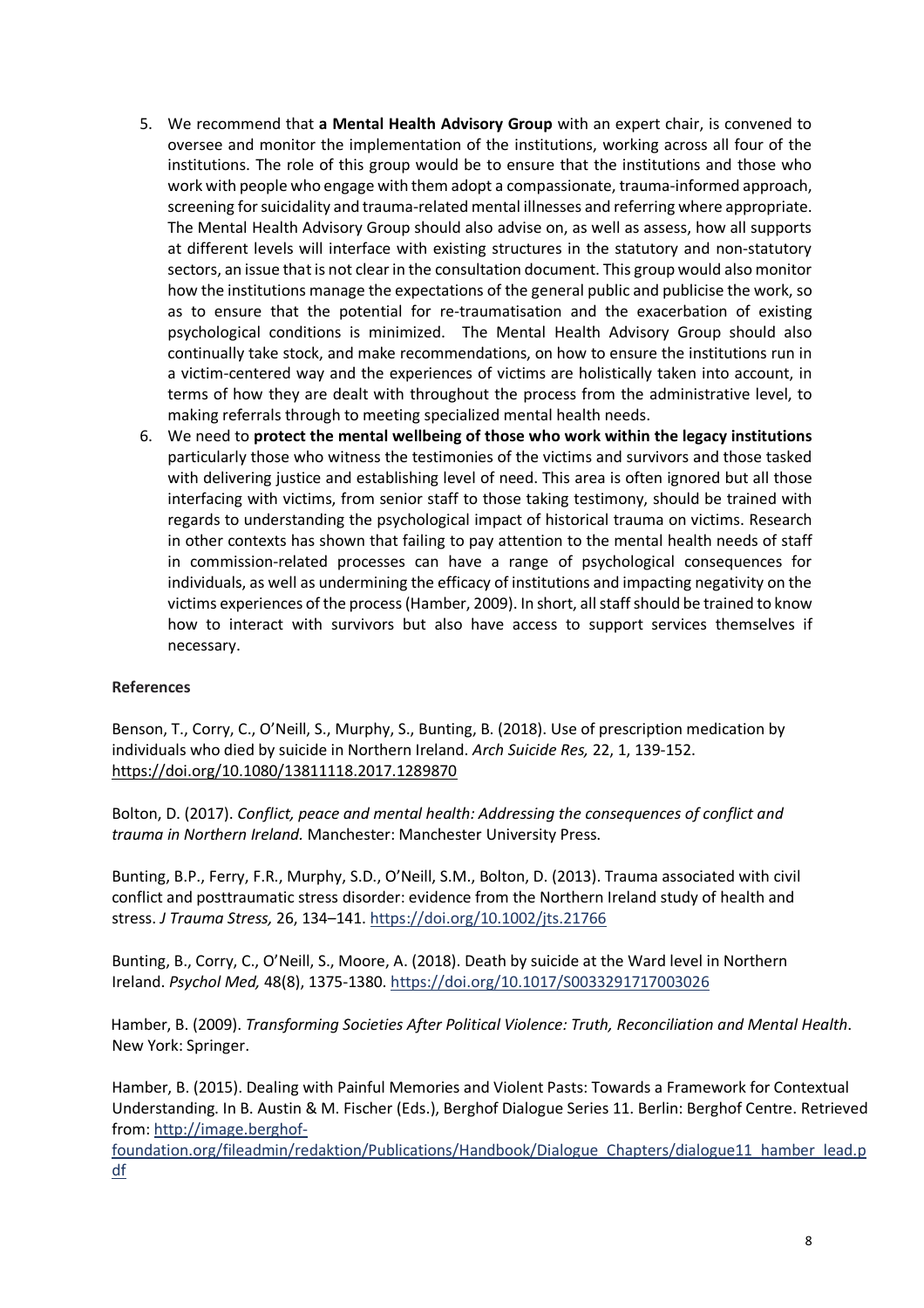5. We recommend that **a Mental Health Advisory Group** with an expert chair, is convened to oversee and monitor the implementation of the institutions, working across all four of the institutions. The role of this group would be to ensure that the institutions and those who work with people who engage with them adopt a compassionate, trauma-informed approach, screening for suicidality and trauma-related mental illnesses and referring where appropriate. The Mental Health Advisory Group should also advise on, as well as assess, how all supports at different levels will interface with existing structures in the statutory and non-statutory sectors, an issue that is not clear in the consultation document. This group would also monitor how the institutions manage the expectations of the general public and publicise the work, so as to ensure that the potential for re-traumatisation and the exacerbation of existing psychological conditions is minimized. The Mental Health Advisory Group should also continually take stock, and make recommendations, on how to ensure the institutions run in a victim-centered way and the experiences of victims are holistically taken into account, in terms of how they are dealt with throughout the process from the administrative level, to making referrals through to meeting specialized mental health needs.
6. We need to **protect the mental wellbeing of those who work within the legacy institutions** particularly those who witness the testimonies of the victims and survivors and those tasked with delivering justice and establishing level of need. This area is often ignored but all those interfacing with victims, from senior staff to those taking testimony, should be trained with regards to understanding the psychological impact of historical trauma on victims. Research in other contexts has shown that failing to pay attention to the mental health needs of staff in commission-related processes can have a range of psychological consequences for individuals, as well as undermining the efficacy of institutions and impacting negativity on the victims experiences of the process (Hamber, 2009). In short, all staff should be trained to know how to interact with survivors but also have access to support services themselves if necessary.

**References**

Benson, T., Corry, C., O'Neill, S., Murphy, S., Bunting, B. (2018). Use of prescription medication by individuals who died by suicide in Northern Ireland. *Arch Suicide Res,* 22, 1, 139-152. https://doi.org/10.1080/13811118.2017.1289870

Bolton, D. (2017). *Conflict, peace and mental health: Addressing the consequences of conflict and trauma in Northern Ireland.* Manchester: Manchester University Press.

Bunting, B.P., Ferry, F.R., Murphy, S.D., O'Neill, S.M., Bolton, D. (2013). Trauma associated with civil conflict and posttraumatic stress disorder: evidence from the Northern Ireland study of health and stress. *J Trauma Stress,* 26, 134–141. https://doi.org/10.1002/jts.21766

Bunting, B., Corry, C., O'Neill, S., Moore, A. (2018). Death by suicide at the Ward level in Northern Ireland. *Psychol Med,* 48(8), 1375-1380. https://doi.org/10.1017/S0033291717003026

Hamber, B. (2009). *Transforming Societies After Political Violence: Truth, Reconciliation and Mental Health*. New York: Springer.

Hamber, B. (2015). Dealing with Painful Memories and Violent Pasts: Towards a Framework for Contextual Understanding. In B. Austin & M. Fischer (Eds.), Berghof Dialogue Series 11. Berlin: Berghof Centre. Retrieved from: http://image.berghof-foundation.org/fileadmin/redaktion/Publications/Handbook/Dialogue_Chapters/dialogue11_hamber_lead.pdf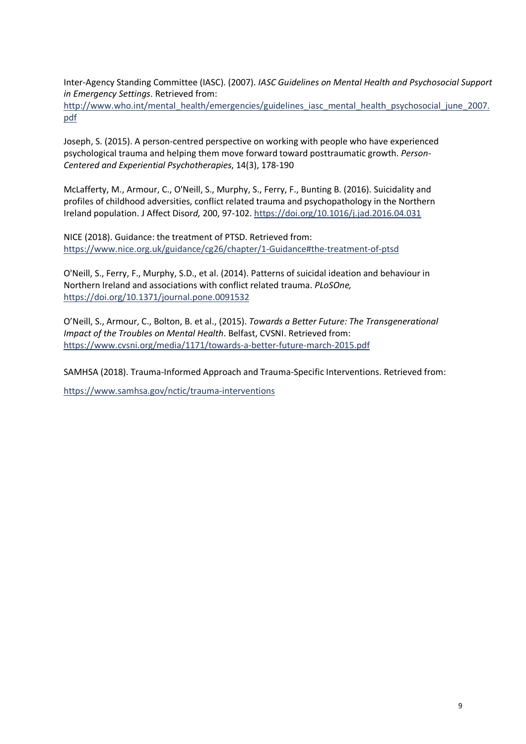Inter-Agency Standing Committee (IASC). (2007). *IASC Guidelines on Mental Health and Psychosocial Support in Emergency Settings*. Retrieved from: http://www.who.int/mental_health/emergencies/guidelines_iasc_mental_health_psychosocial_june_2007.pdf

Joseph, S. (2015). A person-centred perspective on working with people who have experienced psychological trauma and helping them move forward toward posttraumatic growth. *Person-Centered and Experiential Psychotherapies*, 14(3), 178-190

McLafferty, M., Armour, C., O'Neill, S., Murphy, S., Ferry, F., Bunting B. (2016). Suicidality and profiles of childhood adversities, conflict related trauma and psychopathology in the Northern Ireland population. J Affect Disor*d,* 200, 97-102. https://doi.org/10.1016/j.jad.2016.04.031

NICE (2018). Guidance: the treatment of PTSD. Retrieved from: https://www.nice.org.uk/guidance/cg26/chapter/1-Guidance#the-treatment-of-ptsd

O'Neill, S., Ferry, F., Murphy, S.D., et al. (2014). Patterns of suicidal ideation and behaviour in Northern Ireland and associations with conflict related trauma. *PLoSOne,* https://doi.org/10.1371/journal.pone.0091532

O'Neill, S., Armour, C., Bolton, B. et al., (2015). *Towards a Better Future: The Transgenerational Impact of the Troubles on Mental Health*. Belfast, CVSNI. Retrieved from: https://www.cvsni.org/media/1171/towards-a-better-future-march-2015.pdf

SAMHSA (2018). Trauma-Informed Approach and Trauma-Specific Interventions. Retrieved from:

https://www.samhsa.gov/nctic/trauma-interventions